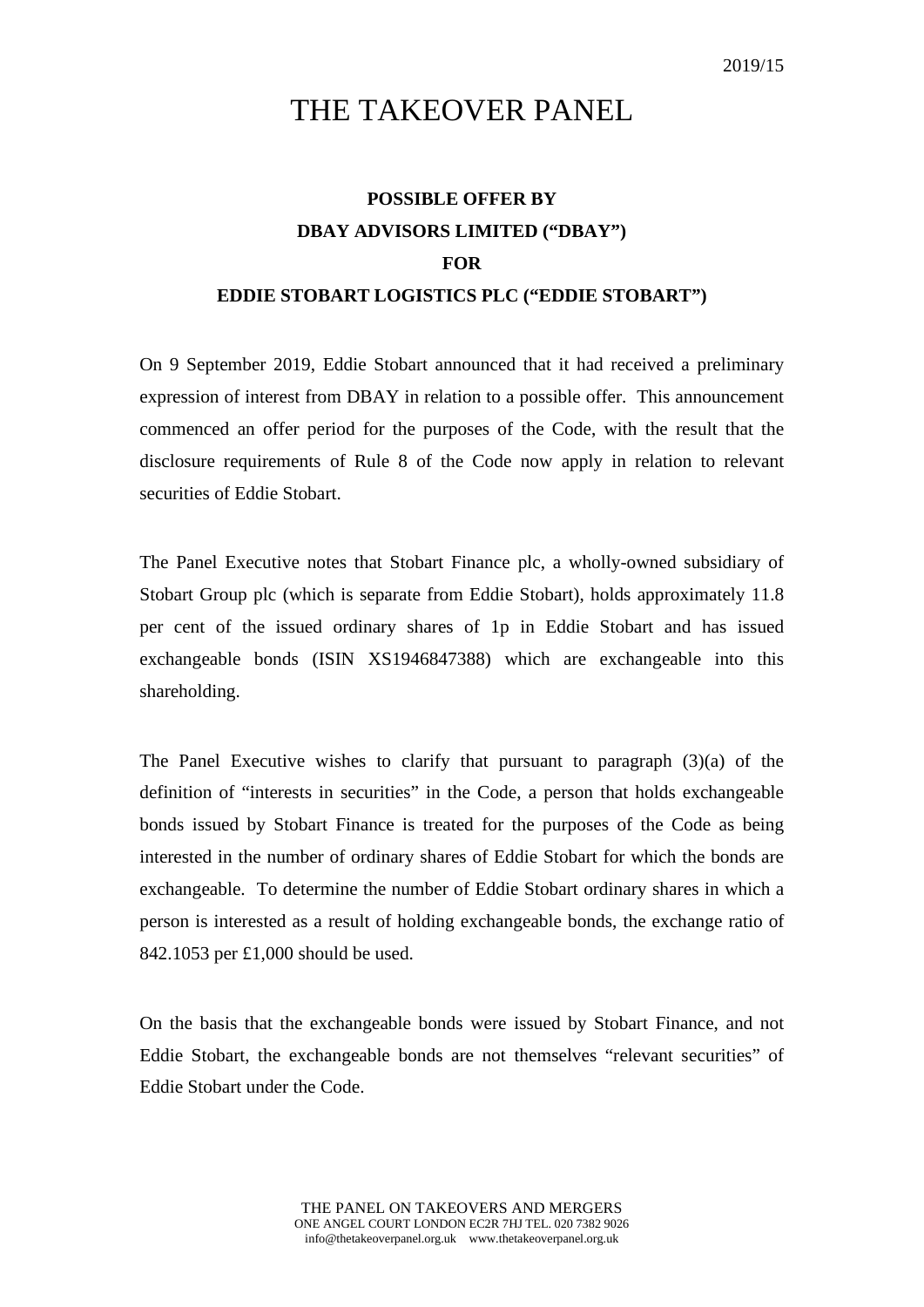2019/15

# THE TAKEOVER PANEL

## POSSIBLE OFFER BY DBAY ADVISORS LIMITED ("DBAY") FOR EDDIE STOBART LOGISTICS PLC ("EDDIE STOBART")

On 9 September 2019, Eddie Stobart announced that it had received a preliminary expression of interest from DBAY in relation to a possible offer. This announcement commenced an offer period for the purposes of the Code, with the result that the disclosure requirements of Rule 8 of the Code now apply in relation to relevant securities of Eddie Stobart.

The Panel Executive notes that Stobart Finance plc, a wholly-owned subsidiary of Stobart Group plc (which is separate from Eddie Stobart), holds approximately 11.8 per cent of the issued ordinary shares of 1p in Eddie Stobart and has issued exchangeable bonds (ISIN XS1946847388) which are exchangeable into this shareholding.

The Panel Executive wishes to clarify that pursuant to paragraph (3)(a) of the definition of "interests in securities" in the Code, a person that holds exchangeable bonds issued by Stobart Finance is treated for the purposes of the Code as being interested in the number of ordinary shares of Eddie Stobart for which the bonds are exchangeable. To determine the number of Eddie Stobart ordinary shares in which a person is interested as a result of holding exchangeable bonds, the exchange ratio of 842.1053 per £1,000 should be used.

On the basis that the exchangeable bonds were issued by Stobart Finance, and not Eddie Stobart, the exchangeable bonds are not themselves "relevant securities" of Eddie Stobart under the Code.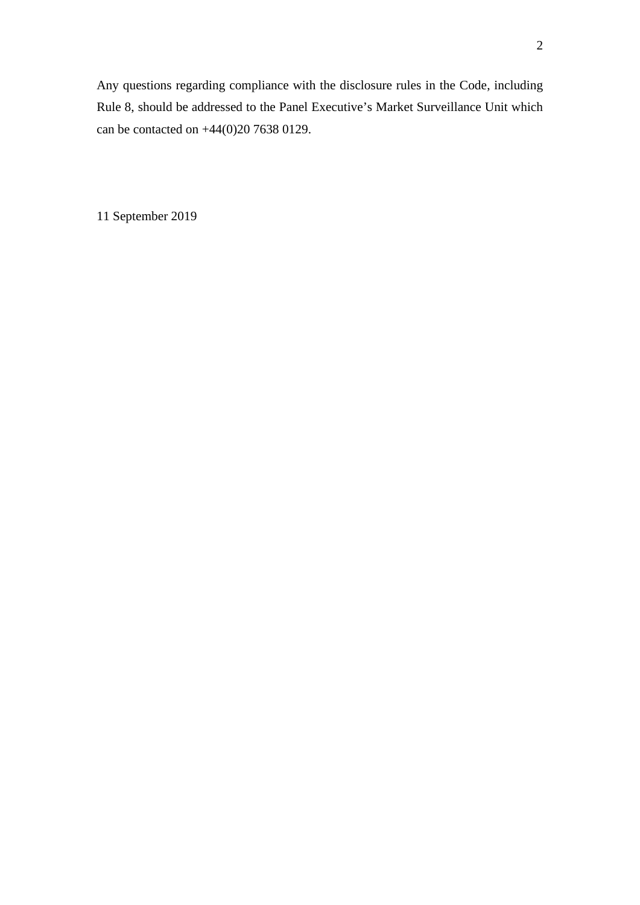Any questions regarding compliance with the disclosure rules in the Code, including Rule 8, should be addressed to the Panel Executive's Market Surveillance Unit which can be contacted on +44(0)20 7638 0129.

11 September 2019